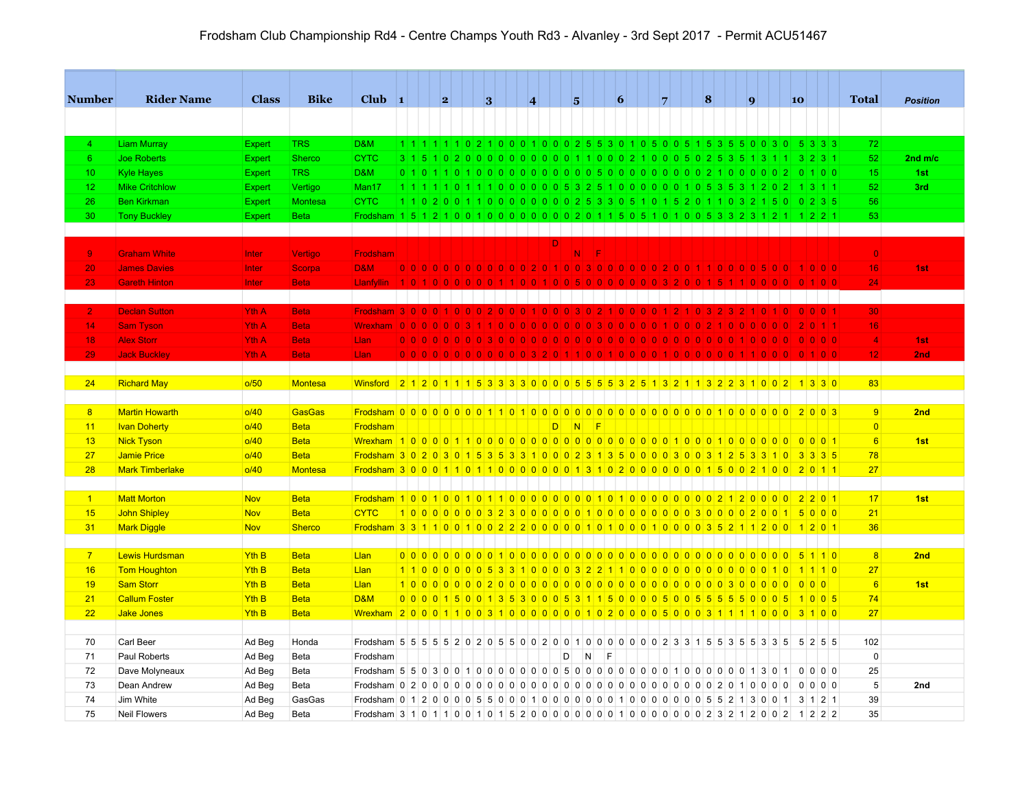# Frodsham Club Championship Rd4 - Centre Champs Youth Rd3 - Alvanley - 3rd Sept 2017 - Permit ACU51467

| Number | Rider Name | Class | Bike | Club | 1 | | | | 2 | | | | 3 | | | | 4 | | | | 5 | | | | 6 | | | | 7 | | | | 8 | | | | 9 | | | | 10 | | | | Total | Position |
|---|---|---|---|---|---|---|---|---|---|---|---|---|---|---|---|---|---|---|---|---|---|---|---|---|---|---|---|---|---|---|---|---|---|---|---|---|---|---|---|---|---|---|---|---|---|---|
| 4 | Liam Murray | Expert | TRS | D&M | 1 | 1 | 1 | 1 | 1 | 1 | 0 | 2 | 1 | 0 | 0 | 0 | 1 | 0 | 0 | 0 | 2 | 5 | 5 | 3 | 0 | 1 | 0 | 5 | 0 | 0 | 5 | 1 | 5 | 3 | 5 | 5 | 0 | 0 | 3 | 0 | 5 | 3 | 3 | 3 | 72 | |
| 6 | Joe Roberts | Expert | Sherco | CYTC | 3 | 1 | 5 | 1 | 0 | 2 | 0 | 0 | 0 | 0 | 0 | 0 | 0 | 0 | 0 | 0 | 1 | 1 | 0 | 0 | 0 | 2 | 1 | 0 | 0 | 0 | 5 | 0 | 2 | 5 | 3 | 5 | 1 | 3 | 1 | 1 | 3 | 2 | 3 | 1 | 52 | 2nd m/c |
| 10 | Kyle Hayes | Expert | TRS | D&M | 0 | 1 | 0 | 1 | 1 | 0 | 1 | 0 | 0 | 0 | 0 | 0 | 0 | 0 | 0 | 0 | 0 | 0 | 5 | 0 | 0 | 0 | 0 | 0 | 0 | 0 | 0 | 0 | 2 | 1 | 0 | 0 | 0 | 0 | 0 | 2 | 0 | 1 | 0 | 0 | 15 | 1st |
| 12 | Mike Critchlow | Expert | Vertigo | Man17 | 1 | 1 | 1 | 1 | 1 | 0 | 1 | 1 | 1 | 0 | 0 | 0 | 0 | 0 | 0 | 5 | 3 | 2 | 5 | 1 | 0 | 0 | 0 | 0 | 0 | 0 | 1 | 0 | 5 | 3 | 5 | 3 | 1 | 2 | 0 | 2 | 1 | 3 | 1 | 1 | 52 | 3rd |
| 26 | Ben Kirkman | Expert | Montesa | CYTC | 1 | 1 | 0 | 2 | 0 | 0 | 1 | 1 | 0 | 0 | 0 | 0 | 0 | 0 | 0 | 0 | 2 | 5 | 3 | 3 | 0 | 5 | 1 | 0 | 1 | 5 | 2 | 0 | 1 | 1 | 0 | 3 | 2 | 1 | 5 | 0 | 0 | 2 | 3 | 5 | 56 | |
| 30 | Tony Buckley | Expert | Beta | Frodsham | 1 | 5 | 1 | 2 | 1 | 0 | 0 | 1 | 0 | 0 | 0 | 0 | 0 | 0 | 0 | 0 | 2 | 0 | 1 | 1 | 5 | 0 | 5 | 1 | 0 | 1 | 0 | 0 | 5 | 3 | 3 | 2 | 3 | 1 | 2 | 1 | 1 | 2 | 2 | 1 | 53 | |
| 9 | Graham White | Inter | Vertigo | Frodsham | | | | | | | | | | | | | | | D | | N | | F | | | | | | | | | | | | | | | | | | | | | | 0 | |
| 20 | James Davies | Inter | Scorpa | D&M | 0 | 0 | 0 | 0 | 0 | 0 | 0 | 0 | 0 | 0 | 0 | 0 | 2 | 0 | 1 | 0 | 0 | 3 | 0 | 0 | 0 | 0 | 0 | 0 | 2 | 0 | 0 | 1 | 1 | 0 | 0 | 0 | 0 | 5 | 0 | 0 | 1 | 0 | 0 | 0 | 16 | 1st |
| 23 | Gareth Hinton | Inter | Beta | Llanfyllin | 1 | 0 | 1 | 0 | 0 | 0 | 0 | 0 | 0 | 1 | 1 | 0 | 0 | 1 | 0 | 0 | 5 | 0 | 0 | 0 | 0 | 0 | 0 | 0 | 3 | 2 | 0 | 0 | 1 | 5 | 1 | 1 | 0 | 0 | 0 | 0 | 0 | 1 | 0 | 0 | 24 | |
| 2 | Declan Sutton | Yth A | Beta | Frodsham | 3 | 0 | 0 | 0 | 1 | 0 | 0 | 0 | 2 | 0 | 0 | 0 | 1 | 0 | 0 | 0 | 3 | 0 | 2 | 1 | 0 | 0 | 0 | 0 | 1 | 2 | 1 | 0 | 3 | 2 | 3 | 2 | 1 | 0 | 1 | 0 | 0 | 0 | 0 | 1 | 30 | |
| 14 | Sam Tyson | Yth A | Beta | Wrexham | 0 | 0 | 0 | 0 | 0 | 0 | 3 | 1 | 1 | 0 | 0 | 0 | 0 | 0 | 0 | 0 | 0 | 0 | 0 | 3 | 0 | 0 | 0 | 0 | 0 | 1 | 0 | 0 | 0 | 2 | 1 | 0 | 0 | 0 | 0 | 0 | 2 | 0 | 1 | 1 | 16 | |
| 18 | Alex Storr | Yth A | Beta | Llan | 0 | 0 | 0 | 0 | 0 | 0 | 0 | 0 | 3 | 0 | 0 | 0 | 0 | 0 | 0 | 0 | 0 | 0 | 0 | 0 | 0 | 0 | 0 | 0 | 0 | 0 | 0 | 0 | 0 | 0 | 0 | 1 | 0 | 0 | 0 | 0 | 0 | 0 | 0 | 0 | 4 | 1st |
| 29 | Jack Buckley | Yth A | Beta | Llan | 0 | 0 | 0 | 0 | 0 | 0 | 0 | 0 | 0 | 0 | 0 | 0 | 3 | 2 | 0 | 1 | 1 | 0 | 0 | 1 | 0 | 0 | 0 | 0 | 1 | 0 | 0 | 0 | 0 | 0 | 0 | 1 | 1 | 0 | 0 | 0 | 0 | 1 | 0 | 0 | 12 | 2nd |
| 24 | Richard May | o/50 | Montesa | Winsford | 2 | 1 | 2 | 0 | 1 | 1 | 1 | 5 | 3 | 3 | 3 | 3 | 0 | 0 | 0 | 0 | 5 | 5 | 5 | 5 | 3 | 2 | 5 | 1 | 3 | 2 | 1 | 1 | 3 | 2 | 2 | 3 | 1 | 0 | 0 | 2 | 1 | 3 | 3 | 0 | 83 | |
| 8 | Martin Howarth | o/40 | GasGas | Frodsham | 0 | 0 | 0 | 0 | 0 | 0 | 0 | 0 | 1 | 1 | 0 | 1 | 0 | 0 | 0 | 0 | 0 | 0 | 0 | 0 | 0 | 0 | 0 | 0 | 0 | 0 | 0 | 0 | 0 | 0 | 1 | 0 | 0 | 0 | 0 | 0 | 2 | 0 | 0 | 3 | 9 | 2nd |
| 11 | Ivan Doherty | o/40 | Beta | Frodsham | | | | | | | | | | | | | | | D | | N | | F | | | | | | | | | | | | | | | | | | | | | | 0 | |
| 13 | Nick Tyson | o/40 | Beta | Wrexham | 1 | 0 | 0 | 0 | 0 | 1 | 1 | 0 | 0 | 0 | 0 | 0 | 0 | 0 | 0 | 0 | 0 | 0 | 0 | 0 | 0 | 0 | 0 | 0 | 0 | 0 | 1 | 0 | 0 | 0 | 1 | 0 | 0 | 0 | 0 | 0 | 0 | 0 | 0 | 1 | 6 | 1st |
| 27 | Jamie Price | o/40 | Beta | Frodsham | 3 | 0 | 2 | 0 | 3 | 0 | 1 | 5 | 3 | 5 | 3 | 3 | 1 | 0 | 0 | 0 | 2 | 3 | 1 | 3 | 5 | 0 | 0 | 0 | 0 | 3 | 0 | 0 | 3 | 1 | 2 | 5 | 3 | 3 | 1 | 0 | 3 | 3 | 3 | 5 | 78 | |
| 28 | Mark Timberlake | o/40 | Montesa | Frodsham | 3 | 0 | 0 | 0 | 1 | 1 | 0 | 1 | 1 | 0 | 0 | 0 | 0 | 0 | 0 | 0 | 1 | 3 | 1 | 0 | 2 | 0 | 0 | 0 | 0 | 0 | 0 | 0 | 1 | 5 | 0 | 0 | 2 | 1 | 0 | 0 | 2 | 0 | 1 | 1 | 27 | |
| 1 | Matt Morton | Nov | Beta | Frodsham | 1 | 0 | 0 | 1 | 0 | 0 | 1 | 0 | 1 | 1 | 0 | 0 | 0 | 0 | 0 | 0 | 0 | 0 | 1 | 0 | 1 | 0 | 0 | 0 | 0 | 0 | 0 | 0 | 0 | 2 | 1 | 2 | 0 | 0 | 0 | 0 | 2 | 2 | 0 | 1 | 17 | 1st |
| 15 | John Shipley | Nov | Beta | CYTC | 1 | 0 | 0 | 0 | 0 | 0 | 0 | 0 | 3 | 2 | 3 | 0 | 0 | 0 | 0 | 0 | 0 | 1 | 0 | 0 | 0 | 0 | 0 | 0 | 0 | 0 | 0 | 3 | 0 | 0 | 0 | 0 | 2 | 0 | 0 | 1 | 5 | 0 | 0 | 0 | 21 | |
| 31 | Mark Diggle | Nov | Sherco | Frodsham | 3 | 3 | 1 | 1 | 0 | 0 | 1 | 0 | 0 | 2 | 2 | 2 | 0 | 0 | 0 | 0 | 0 | 1 | 0 | 1 | 0 | 0 | 0 | 1 | 0 | 0 | 0 | 0 | 3 | 5 | 2 | 1 | 1 | 2 | 0 | 0 | 1 | 2 | 0 | 1 | 36 | |
| 7 | Lewis Hurdsman | Yth B | Beta | Llan | 0 | 0 | 0 | 0 | 0 | 0 | 0 | 0 | 0 | 1 | 0 | 0 | 0 | 0 | 0 | 0 | 0 | 0 | 0 | 0 | 0 | 0 | 0 | 0 | 0 | 0 | 0 | 0 | 0 | 0 | 0 | 0 | 0 | 0 | 0 | 0 | 5 | 1 | 1 | 0 | 8 | 2nd |
| 16 | Tom Houghton | Yth B | Beta | Llan | 1 | 1 | 0 | 0 | 0 | 0 | 0 | 0 | 5 | 3 | 3 | 1 | 0 | 0 | 0 | 0 | 3 | 2 | 2 | 1 | 1 | 0 | 0 | 0 | 0 | 0 | 0 | 0 | 0 | 0 | 0 | 0 | 0 | 0 | 1 | 0 | 1 | 1 | 1 | 0 | 27 | |
| 19 | Sam Storr | Yth B | Beta | Llan | 1 | 0 | 0 | 0 | 0 | 0 | 0 | 0 | 2 | 0 | 0 | 0 | 0 | 0 | 0 | 0 | 0 | 0 | 0 | 0 | 0 | 0 | 0 | 0 | 0 | 0 | 0 | 0 | 0 | 0 | 0 | 3 | 0 | 0 | 0 | 0 | 0 | 0 | 0 | | 6 | 1st |
| 21 | Callum Foster | Yth B | Beta | D&M | 0 | 0 | 0 | 0 | 1 | 5 | 0 | 0 | 1 | 3 | 5 | 3 | 0 | 0 | 0 | 5 | 3 | 1 | 1 | 5 | 0 | 0 | 0 | 0 | 5 | 0 | 0 | 5 | 5 | 5 | 5 | 5 | 0 | 0 | 0 | 5 | 1 | 0 | 0 | 5 | 74 | |
| 22 | Jake Jones | Yth B | Beta | Wrexham | 2 | 0 | 0 | 0 | 1 | 1 | 0 | 0 | 3 | 1 | 0 | 0 | 0 | 0 | 0 | 0 | 0 | 1 | 0 | 2 | 0 | 0 | 0 | 0 | 5 | 0 | 0 | 0 | 3 | 1 | 1 | 1 | 1 | 0 | 0 | 0 | 3 | 1 | 0 | 0 | 27 | |
| 70 | Carl Beer | Ad Beg | Honda | Frodsham | 5 | 5 | 5 | 5 | 5 | 2 | 0 | 2 | 0 | 5 | 5 | 0 | 0 | 2 | 0 | 0 | 1 | 0 | 0 | 0 | 0 | 0 | 0 | 0 | 2 | 3 | 3 | 1 | 5 | 5 | 3 | 5 | 5 | 3 | 3 | 5 | 5 | 2 | 5 | 5 | 102 | |
| 71 | Paul Roberts | Ad Beg | Beta | Frodsham | | | | | | | | | | | | | | | | D | | N | | F | | | | | | | | | | | | | | | | | | | | | 0 | |
| 72 | Dave Molyneaux | Ad Beg | Beta | Frodsham | 5 | 5 | 0 | 3 | 0 | 0 | 1 | 0 | 0 | 0 | 0 | 0 | 0 | 0 | 0 | 5 | 0 | 0 | 0 | 0 | 0 | 0 | 0 | 0 | 0 | 1 | 0 | 0 | 0 | 0 | 0 | 0 | 1 | 3 | 0 | 1 | 0 | 0 | 0 | 0 | 25 | |
| 73 | Dean Andrew | Ad Beg | Beta | Frodsham | 0 | 2 | 0 | 0 | 0 | 0 | 0 | 0 | 0 | 0 | 0 | 0 | 0 | 0 | 0 | 0 | 0 | 0 | 0 | 0 | 0 | 0 | 0 | 0 | 0 | 0 | 0 | 0 | 0 | 2 | 0 | 1 | 0 | 0 | 0 | 0 | 0 | 0 | 0 | 0 | 5 | 2nd |
| 74 | Jim White | Ad Beg | GasGas | Frodsham | 0 | 1 | 2 | 0 | 0 | 0 | 0 | 5 | 5 | 0 | 0 | 0 | 1 | 0 | 0 | 0 | 0 | 0 | 0 | 0 | 1 | 0 | 0 | 0 | 0 | 0 | 0 | 0 | 5 | 5 | 2 | 1 | 3 | 0 | 0 | 1 | 3 | 1 | 2 | 1 | 39 | |
| 75 | Neil Flowers | Ad Beg | Beta | Frodsham | 3 | 1 | 0 | 1 | 1 | 0 | 0 | 1 | 0 | 1 | 5 | 2 | 0 | 0 | 0 | 0 | 0 | 0 | 0 | 0 | 1 | 0 | 0 | 0 | 0 | 0 | 0 | 0 | 2 | 3 | 2 | 1 | 2 | 0 | 0 | 2 | 1 | 2 | 2 | 2 | 35 | |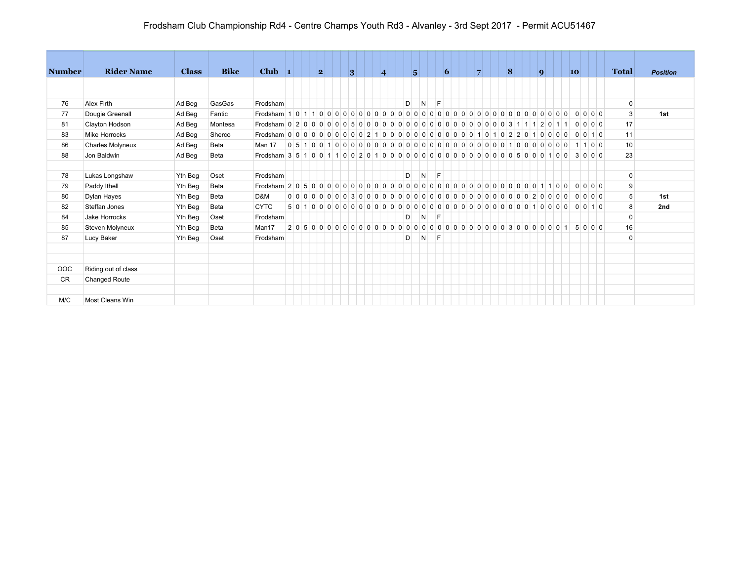# Frodsham Club Championship Rd4 - Centre Champs Youth Rd3 - Alvanley - 3rd Sept 2017 - Permit ACU51467

| Number | Rider Name | Class | Bike | Club | 1 | | | | 2 | | | | 3 | | | | 4 | | | | 5 | | | | 6 | | | | 7 | | | | 8 | | | | 9 | | | | 10 | | | | Total | Position |
|---|---|---|---|---|---|---|---|---|---|---|---|---|---|---|---|---|---|---|---|---|---|---|---|---|---|---|---|---|---|---|---|---|---|---|---|---|---|---|---|---|---|---|---|---|---|---|
| 76 | Alex Firth | Ad Beg | GasGas | Frodsham | | | | | | | | | | | | | | | | | | | | | | | | | | | | | | | | | | | | | | | | | 0 | |
| 77 | Dougie Greenall | Ad Beg | Fantic | Frodsham | 1 | 0 | 1 | 1 | 0 | 0 | 0 | 0 | 0 | 0 | 0 | 0 | 0 | 0 | 0 | 0 | 0 | 0 | 0 | 0 | 0 | 0 | 0 | 0 | 0 | 0 | 0 | 0 | 0 | 0 | 0 | 0 | 0 | 0 | 0 | 0 | 0 | 0 | 0 | 0 | 3 | **1st** |
| 81 | Clayton Hodson | Ad Beg | Montesa | Frodsham | 0 | 2 | 0 | 0 | 0 | 0 | 0 | 0 | 5 | 0 | 0 | 0 | 0 | 0 | 0 | 0 | 0 | 0 | 0 | 0 | 0 | 0 | 0 | 0 | 0 | 0 | 0 | 0 | 3 | 1 | 1 | 1 | 2 | 0 | 1 | 1 | 0 | 0 | 0 | 0 | 17 | |
| 83 | Mike Horrocks | Ad Beg | Sherco | Frodsham | 0 | 0 | 0 | 0 | 0 | 0 | 0 | 0 | 0 | 0 | 0 | 2 | 1 | 0 | 0 | 0 | 0 | 0 | 0 | 0 | 0 | 0 | 0 | 0 | 1 | 0 | 1 | 0 | 2 | 2 | 0 | 1 | 0 | 0 | 0 | 0 | 0 | 0 | 1 | 0 | 11 | |
| 86 | Charles Molyneux | Ad Beg | Beta | Man 17 | 0 | 5 | 1 | 0 | 0 | 1 | 0 | 0 | 0 | 0 | 0 | 0 | 0 | 0 | 0 | 0 | 0 | 0 | 0 | 0 | 0 | 0 | 0 | 0 | 0 | 0 | 0 | 0 | 0 | 1 | 0 | 0 | 0 | 0 | 0 | 0 | 1 | 1 | 0 | 0 | 10 | |
| 88 | Jon Baldwin | Ad Beg | Beta | Frodsham | 3 | 5 | 1 | 0 | 0 | 1 | 1 | 0 | 0 | 2 | 0 | 1 | 0 | 0 | 0 | 0 | 0 | 0 | 0 | 0 | 0 | 0 | 0 | 0 | 0 | 0 | 0 | 0 | 0 | 0 | 5 | 0 | 0 | 1 | 0 | 0 | 3 | 0 | 0 | 0 | 23 | |
| 78 | Lukas Longshaw | Yth Beg | Oset | Frodsham | | | | | | | | | | | | | | | | | D | | N | | F | | | | | | | | | | | | | | | | | | | | 0 | |
| 79 | Paddy Ithell | Yth Beg | Beta | Frodsham | 2 | 0 | 5 | 0 | 0 | 0 | 0 | 0 | 0 | 0 | 0 | 0 | 0 | 0 | 0 | 0 | 0 | 0 | 0 | 0 | 0 | 0 | 0 | 0 | 0 | 0 | 0 | 0 | 0 | 0 | 0 | 0 | 1 | 1 | 0 | 0 | 0 | 0 | 0 | 0 | 9 | |
| 80 | Dylan Hayes | Yth Beg | Beta | D&M | 0 | 0 | 0 | 0 | 0 | 0 | 0 | 0 | 3 | 0 | 0 | 0 | 0 | 0 | 0 | 0 | 0 | 0 | 0 | 0 | 0 | 0 | 0 | 0 | 0 | 0 | 0 | 0 | 0 | 0 | 0 | 2 | 0 | 0 | 0 | 0 | 0 | 0 | 0 | 0 | 5 | **1st** |
| 82 | Steffan Jones | Yth Beg | Beta | CYTC | 5 | 0 | 1 | 0 | 0 | 0 | 0 | 0 | 0 | 0 | 0 | 0 | 0 | 0 | 0 | 0 | 0 | 0 | 0 | 0 | 0 | 0 | 0 | 0 | 0 | 0 | 0 | 0 | 0 | 0 | 0 | 1 | 0 | 0 | 0 | 0 | 0 | 0 | 1 | 0 | 8 | **2nd** |
| 84 | Jake Horrocks | Yth Beg | Oset | Frodsham | | | | | | | | | | | | | | | | | D | | N | | F | | | | | | | | | | | | | | | | | | | | 0 | |
| 85 | Steven Molyneux | Yth Beg | Beta | Man17 | 2 | 0 | 5 | 0 | 0 | 0 | 0 | 0 | 0 | 0 | 0 | 0 | 0 | 0 | 0 | 0 | 0 | 0 | 0 | 0 | 0 | 0 | 0 | 0 | 0 | 0 | 0 | 0 | 3 | 0 | 0 | 0 | 0 | 0 | 0 | 1 | 5 | 0 | 0 | 0 | 16 | |
| 87 | Lucy Baker | Yth Beg | Oset | Frodsham | | | | | | | | | | | | | | | | | D | | N | | F | | | | | | | | | | | | | | | | | | | | 0 | |
| OOC | Riding out of class | | | | | | | | | | | | | | | | | | | | | | | | | | | | | | | | | | | | | | | | | | | | | |
| CR | Changed Route | | | | | | | | | | | | | | | | | | | | | | | | | | | | | | | | | | | | | | | | | | | | | |
| M/C | Most Cleans Win | | | | | | | | | | | | | | | | | | | | | | | | | | | | | | | | | | | | | | | | | | | | | |